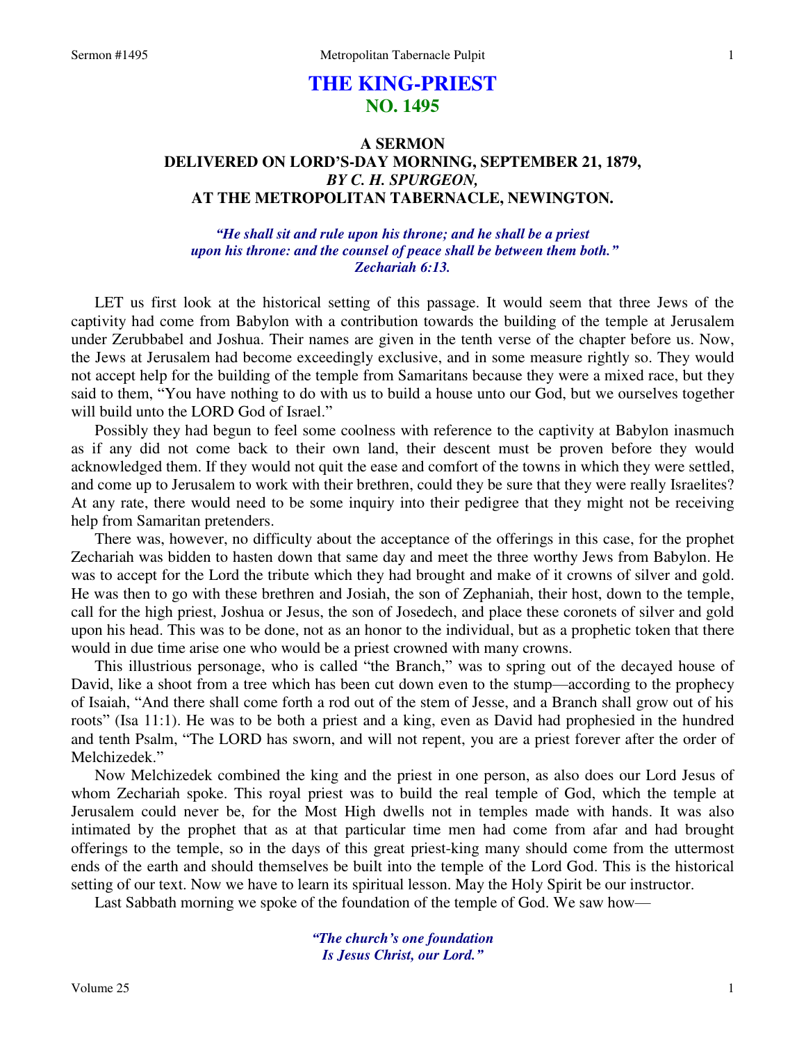# THE KING-PRIEST
## NO. 1495

### A SERMON DELIVERED ON LORD'S-DAY MORNING, SEPTEMBER 21, 1879, *BY C. H. SPURGEON,* AT THE METROPOLITAN TABERNACLE, NEWINGTON.

*"He shall sit and rule upon his throne; and he shall be a priest upon his throne: and the counsel of peace shall be between them both." Zechariah 6:13.*

LET us first look at the historical setting of this passage. It would seem that three Jews of the captivity had come from Babylon with a contribution towards the building of the temple at Jerusalem under Zerubbabel and Joshua. Their names are given in the tenth verse of the chapter before us. Now, the Jews at Jerusalem had become exceedingly exclusive, and in some measure rightly so. They would not accept help for the building of the temple from Samaritans because they were a mixed race, but they said to them, "You have nothing to do with us to build a house unto our God, but we ourselves together will build unto the LORD God of Israel."

Possibly they had begun to feel some coolness with reference to the captivity at Babylon inasmuch as if any did not come back to their own land, their descent must be proven before they would acknowledged them. If they would not quit the ease and comfort of the towns in which they were settled, and come up to Jerusalem to work with their brethren, could they be sure that they were really Israelites? At any rate, there would need to be some inquiry into their pedigree that they might not be receiving help from Samaritan pretenders.

There was, however, no difficulty about the acceptance of the offerings in this case, for the prophet Zechariah was bidden to hasten down that same day and meet the three worthy Jews from Babylon. He was to accept for the Lord the tribute which they had brought and make of it crowns of silver and gold. He was then to go with these brethren and Josiah, the son of Zephaniah, their host, down to the temple, call for the high priest, Joshua or Jesus, the son of Josedech, and place these coronets of silver and gold upon his head. This was to be done, not as an honor to the individual, but as a prophetic token that there would in due time arise one who would be a priest crowned with many crowns.

This illustrious personage, who is called "the Branch," was to spring out of the decayed house of David, like a shoot from a tree which has been cut down even to the stump—according to the prophecy of Isaiah, "And there shall come forth a rod out of the stem of Jesse, and a Branch shall grow out of his roots" (Isa 11:1). He was to be both a priest and a king, even as David had prophesied in the hundred and tenth Psalm, "The LORD has sworn, and will not repent, you are a priest forever after the order of Melchizedek."

Now Melchizedek combined the king and the priest in one person, as also does our Lord Jesus of whom Zechariah spoke. This royal priest was to build the real temple of God, which the temple at Jerusalem could never be, for the Most High dwells not in temples made with hands. It was also intimated by the prophet that as at that particular time men had come from afar and had brought offerings to the temple, so in the days of this great priest-king many should come from the uttermost ends of the earth and should themselves be built into the temple of the Lord God. This is the historical setting of our text. Now we have to learn its spiritual lesson. May the Holy Spirit be our instructor.

Last Sabbath morning we spoke of the foundation of the temple of God. We saw how—

*"The church's one foundation*
*Is Jesus Christ, our Lord."*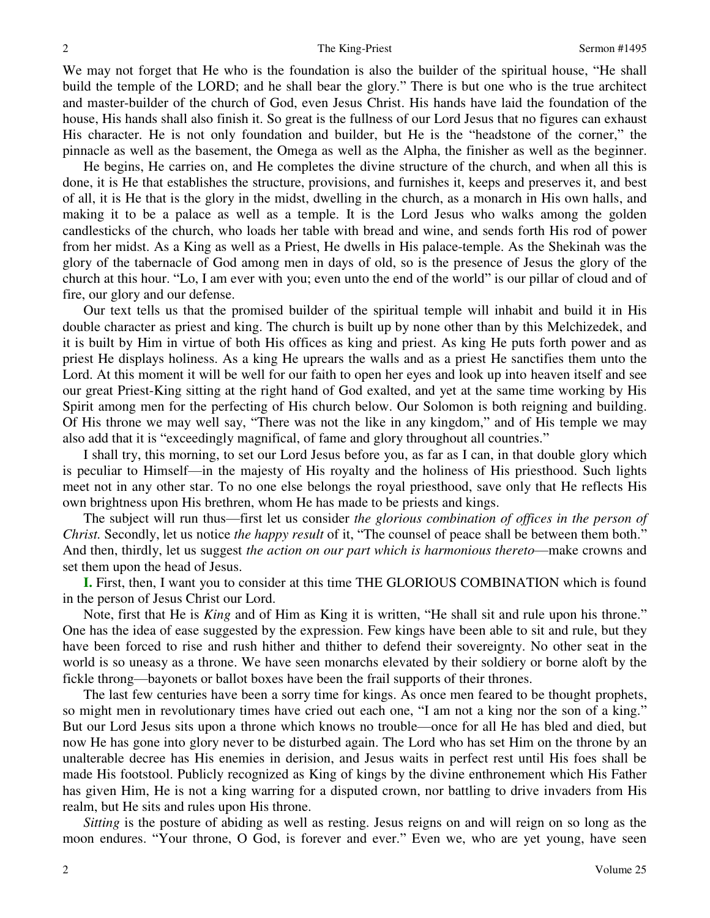We may not forget that He who is the foundation is also the builder of the spiritual house, "He shall build the temple of the LORD; and he shall bear the glory." There is but one who is the true architect and master-builder of the church of God, even Jesus Christ. His hands have laid the foundation of the house, His hands shall also finish it. So great is the fullness of our Lord Jesus that no figures can exhaust His character. He is not only foundation and builder, but He is the "headstone of the corner," the pinnacle as well as the basement, the Omega as well as the Alpha, the finisher as well as the beginner.

He begins, He carries on, and He completes the divine structure of the church, and when all this is done, it is He that establishes the structure, provisions, and furnishes it, keeps and preserves it, and best of all, it is He that is the glory in the midst, dwelling in the church, as a monarch in His own halls, and making it to be a palace as well as a temple. It is the Lord Jesus who walks among the golden candlesticks of the church, who loads her table with bread and wine, and sends forth His rod of power from her midst. As a King as well as a Priest, He dwells in His palace-temple. As the Shekinah was the glory of the tabernacle of God among men in days of old, so is the presence of Jesus the glory of the church at this hour. "Lo, I am ever with you; even unto the end of the world" is our pillar of cloud and of fire, our glory and our defense.

Our text tells us that the promised builder of the spiritual temple will inhabit and build it in His double character as priest and king. The church is built up by none other than by this Melchizedek, and it is built by Him in virtue of both His offices as king and priest. As king He puts forth power and as priest He displays holiness. As a king He uprears the walls and as a priest He sanctifies them unto the Lord. At this moment it will be well for our faith to open her eyes and look up into heaven itself and see our great Priest-King sitting at the right hand of God exalted, and yet at the same time working by His Spirit among men for the perfecting of His church below. Our Solomon is both reigning and building. Of His throne we may well say, "There was not the like in any kingdom," and of His temple we may also add that it is "exceedingly magnifical, of fame and glory throughout all countries."

I shall try, this morning, to set our Lord Jesus before you, as far as I can, in that double glory which is peculiar to Himself—in the majesty of His royalty and the holiness of His priesthood. Such lights meet not in any other star. To no one else belongs the royal priesthood, save only that He reflects His own brightness upon His brethren, whom He has made to be priests and kings.

The subject will run thus—first let us consider *the glorious combination of offices in the person of Christ.* Secondly, let us notice *the happy result* of it, "The counsel of peace shall be between them both." And then, thirdly, let us suggest *the action on our part which is harmonious thereto*—make crowns and set them upon the head of Jesus.

**I.** First, then, I want you to consider at this time THE GLORIOUS COMBINATION which is found in the person of Jesus Christ our Lord.

Note, first that He is *King* and of Him as King it is written, "He shall sit and rule upon his throne." One has the idea of ease suggested by the expression. Few kings have been able to sit and rule, but they have been forced to rise and rush hither and thither to defend their sovereignty. No other seat in the world is so uneasy as a throne. We have seen monarchs elevated by their soldiery or borne aloft by the fickle throng—bayonets or ballot boxes have been the frail supports of their thrones.

The last few centuries have been a sorry time for kings. As once men feared to be thought prophets, so might men in revolutionary times have cried out each one, "I am not a king nor the son of a king." But our Lord Jesus sits upon a throne which knows no trouble—once for all He has bled and died, but now He has gone into glory never to be disturbed again. The Lord who has set Him on the throne by an unalterable decree has His enemies in derision, and Jesus waits in perfect rest until His foes shall be made His footstool. Publicly recognized as King of kings by the divine enthronement which His Father has given Him, He is not a king warring for a disputed crown, nor battling to drive invaders from His realm, but He sits and rules upon His throne.

*Sitting* is the posture of abiding as well as resting. Jesus reigns on and will reign on so long as the moon endures. "Your throne, O God, is forever and ever." Even we, who are yet young, have seen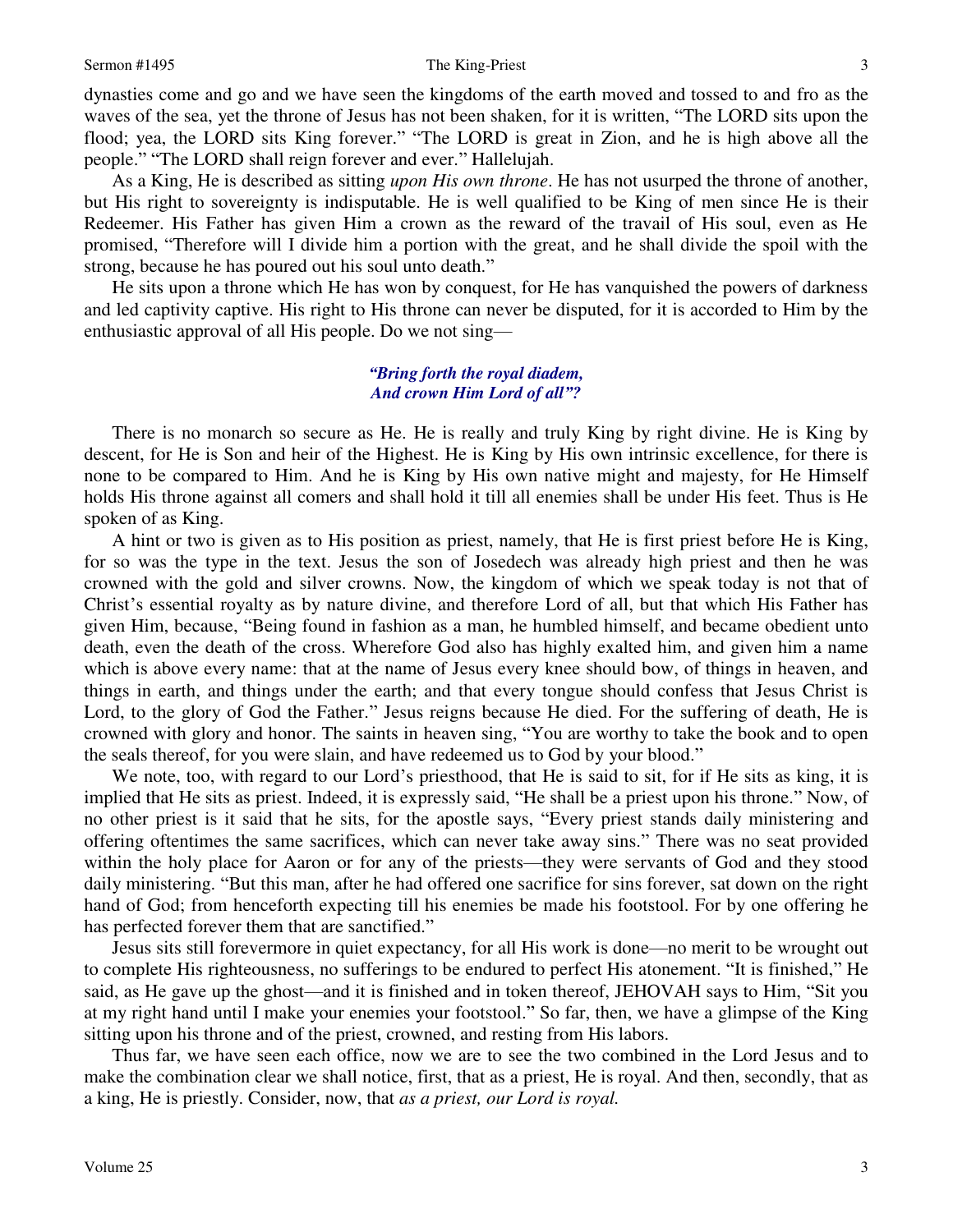dynasties come and go and we have seen the kingdoms of the earth moved and tossed to and fro as the waves of the sea, yet the throne of Jesus has not been shaken, for it is written, "The LORD sits upon the flood; yea, the LORD sits King forever." "The LORD is great in Zion, and he is high above all the people." "The LORD shall reign forever and ever." Hallelujah.

As a King, He is described as sitting *upon His own throne*. He has not usurped the throne of another, but His right to sovereignty is indisputable. He is well qualified to be King of men since He is their Redeemer. His Father has given Him a crown as the reward of the travail of His soul, even as He promised, "Therefore will I divide him a portion with the great, and he shall divide the spoil with the strong, because he has poured out his soul unto death."

He sits upon a throne which He has won by conquest, for He has vanquished the powers of darkness and led captivity captive. His right to His throne can never be disputed, for it is accorded to Him by the enthusiastic approval of all His people. Do we not sing—

> ***"Bring forth the royal diadem,***
> ***And crown Him Lord of all"?***

There is no monarch so secure as He. He is really and truly King by right divine. He is King by descent, for He is Son and heir of the Highest. He is King by His own intrinsic excellence, for there is none to be compared to Him. And he is King by His own native might and majesty, for He Himself holds His throne against all comers and shall hold it till all enemies shall be under His feet. Thus is He spoken of as King.

A hint or two is given as to His position as priest, namely, that He is first priest before He is King, for so was the type in the text. Jesus the son of Josedech was already high priest and then he was crowned with the gold and silver crowns. Now, the kingdom of which we speak today is not that of Christ's essential royalty as by nature divine, and therefore Lord of all, but that which His Father has given Him, because, "Being found in fashion as a man, he humbled himself, and became obedient unto death, even the death of the cross. Wherefore God also has highly exalted him, and given him a name which is above every name: that at the name of Jesus every knee should bow, of things in heaven, and things in earth, and things under the earth; and that every tongue should confess that Jesus Christ is Lord, to the glory of God the Father." Jesus reigns because He died. For the suffering of death, He is crowned with glory and honor. The saints in heaven sing, "You are worthy to take the book and to open the seals thereof, for you were slain, and have redeemed us to God by your blood."

We note, too, with regard to our Lord's priesthood, that He is said to sit, for if He sits as king, it is implied that He sits as priest. Indeed, it is expressly said, "He shall be a priest upon his throne." Now, of no other priest is it said that he sits, for the apostle says, "Every priest stands daily ministering and offering oftentimes the same sacrifices, which can never take away sins." There was no seat provided within the holy place for Aaron or for any of the priests—they were servants of God and they stood daily ministering. "But this man, after he had offered one sacrifice for sins forever, sat down on the right hand of God; from henceforth expecting till his enemies be made his footstool. For by one offering he has perfected forever them that are sanctified."

Jesus sits still forevermore in quiet expectancy, for all His work is done—no merit to be wrought out to complete His righteousness, no sufferings to be endured to perfect His atonement. "It is finished," He said, as He gave up the ghost—and it is finished and in token thereof, JEHOVAH says to Him, "Sit you at my right hand until I make your enemies your footstool." So far, then, we have a glimpse of the King sitting upon his throne and of the priest, crowned, and resting from His labors.

Thus far, we have seen each office, now we are to see the two combined in the Lord Jesus and to make the combination clear we shall notice, first, that as a priest, He is royal. And then, secondly, that as a king, He is priestly. Consider, now, that *as a priest, our Lord is royal.*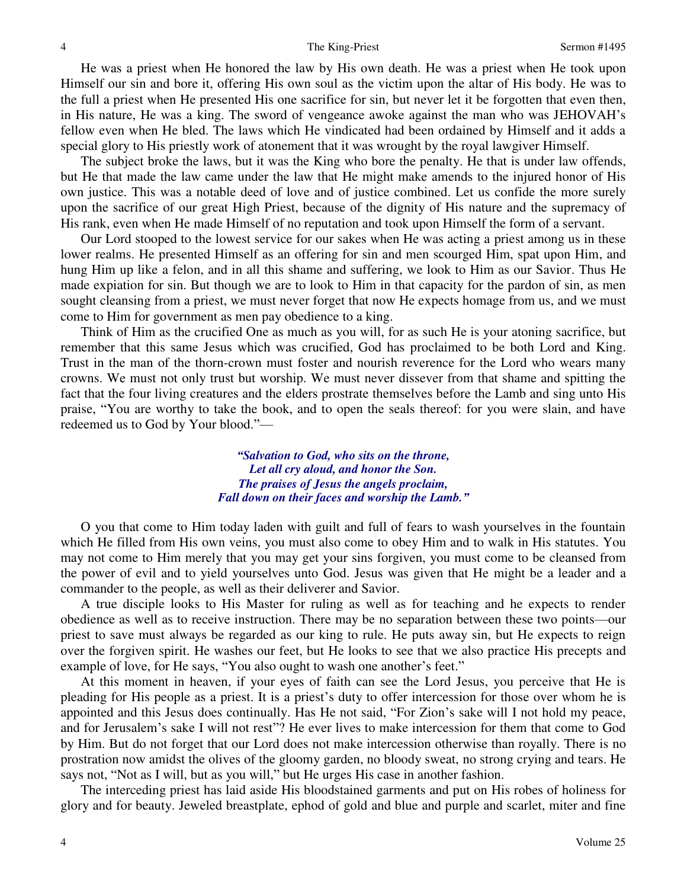He was a priest when He honored the law by His own death. He was a priest when He took upon Himself our sin and bore it, offering His own soul as the victim upon the altar of His body. He was to the full a priest when He presented His one sacrifice for sin, but never let it be forgotten that even then, in His nature, He was a king. The sword of vengeance awoke against the man who was JEHOVAH's fellow even when He bled. The laws which He vindicated had been ordained by Himself and it adds a special glory to His priestly work of atonement that it was wrought by the royal lawgiver Himself.

The subject broke the laws, but it was the King who bore the penalty. He that is under law offends, but He that made the law came under the law that He might make amends to the injured honor of His own justice. This was a notable deed of love and of justice combined. Let us confide the more surely upon the sacrifice of our great High Priest, because of the dignity of His nature and the supremacy of His rank, even when He made Himself of no reputation and took upon Himself the form of a servant.

Our Lord stooped to the lowest service for our sakes when He was acting a priest among us in these lower realms. He presented Himself as an offering for sin and men scourged Him, spat upon Him, and hung Him up like a felon, and in all this shame and suffering, we look to Him as our Savior. Thus He made expiation for sin. But though we are to look to Him in that capacity for the pardon of sin, as men sought cleansing from a priest, we must never forget that now He expects homage from us, and we must come to Him for government as men pay obedience to a king.

Think of Him as the crucified One as much as you will, for as such He is your atoning sacrifice, but remember that this same Jesus which was crucified, God has proclaimed to be both Lord and King. Trust in the man of the thorn-crown must foster and nourish reverence for the Lord who wears many crowns. We must not only trust but worship. We must never dissever from that shame and spitting the fact that the four living creatures and the elders prostrate themselves before the Lamb and sing unto His praise, "You are worthy to take the book, and to open the seals thereof: for you were slain, and have redeemed us to God by Your blood."—

> *"Salvation to God, who sits on the throne,*
> *Let all cry aloud, and honor the Son.*
> *The praises of Jesus the angels proclaim,*
> *Fall down on their faces and worship the Lamb."*

O you that come to Him today laden with guilt and full of fears to wash yourselves in the fountain which He filled from His own veins, you must also come to obey Him and to walk in His statutes. You may not come to Him merely that you may get your sins forgiven, you must come to be cleansed from the power of evil and to yield yourselves unto God. Jesus was given that He might be a leader and a commander to the people, as well as their deliverer and Savior.

A true disciple looks to His Master for ruling as well as for teaching and he expects to render obedience as well as to receive instruction. There may be no separation between these two points—our priest to save must always be regarded as our king to rule. He puts away sin, but He expects to reign over the forgiven spirit. He washes our feet, but He looks to see that we also practice His precepts and example of love, for He says, "You also ought to wash one another's feet."

At this moment in heaven, if your eyes of faith can see the Lord Jesus, you perceive that He is pleading for His people as a priest. It is a priest's duty to offer intercession for those over whom he is appointed and this Jesus does continually. Has He not said, "For Zion's sake will I not hold my peace, and for Jerusalem's sake I will not rest"? He ever lives to make intercession for them that come to God by Him. But do not forget that our Lord does not make intercession otherwise than royally. There is no prostration now amidst the olives of the gloomy garden, no bloody sweat, no strong crying and tears. He says not, "Not as I will, but as you will," but He urges His case in another fashion.

The interceding priest has laid aside His bloodstained garments and put on His robes of holiness for glory and for beauty. Jeweled breastplate, ephod of gold and blue and purple and scarlet, miter and fine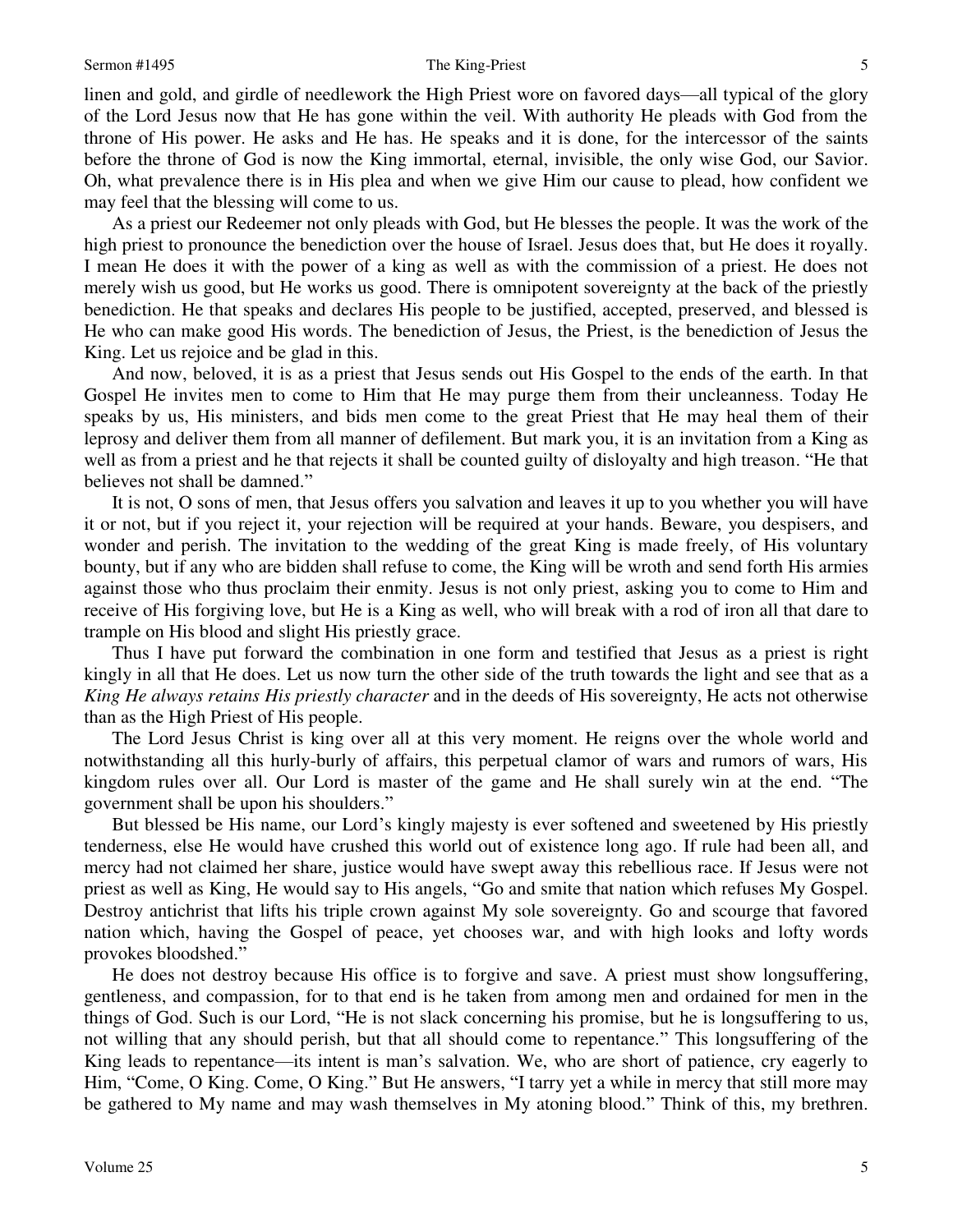linen and gold, and girdle of needlework the High Priest wore on favored days—all typical of the glory of the Lord Jesus now that He has gone within the veil. With authority He pleads with God from the throne of His power. He asks and He has. He speaks and it is done, for the intercessor of the saints before the throne of God is now the King immortal, eternal, invisible, the only wise God, our Savior. Oh, what prevalence there is in His plea and when we give Him our cause to plead, how confident we may feel that the blessing will come to us.

As a priest our Redeemer not only pleads with God, but He blesses the people. It was the work of the high priest to pronounce the benediction over the house of Israel. Jesus does that, but He does it royally. I mean He does it with the power of a king as well as with the commission of a priest. He does not merely wish us good, but He works us good. There is omnipotent sovereignty at the back of the priestly benediction. He that speaks and declares His people to be justified, accepted, preserved, and blessed is He who can make good His words. The benediction of Jesus, the Priest, is the benediction of Jesus the King. Let us rejoice and be glad in this.

And now, beloved, it is as a priest that Jesus sends out His Gospel to the ends of the earth. In that Gospel He invites men to come to Him that He may purge them from their uncleanness. Today He speaks by us, His ministers, and bids men come to the great Priest that He may heal them of their leprosy and deliver them from all manner of defilement. But mark you, it is an invitation from a King as well as from a priest and he that rejects it shall be counted guilty of disloyalty and high treason. "He that believes not shall be damned."

It is not, O sons of men, that Jesus offers you salvation and leaves it up to you whether you will have it or not, but if you reject it, your rejection will be required at your hands. Beware, you despisers, and wonder and perish. The invitation to the wedding of the great King is made freely, of His voluntary bounty, but if any who are bidden shall refuse to come, the King will be wroth and send forth His armies against those who thus proclaim their enmity. Jesus is not only priest, asking you to come to Him and receive of His forgiving love, but He is a King as well, who will break with a rod of iron all that dare to trample on His blood and slight His priestly grace.

Thus I have put forward the combination in one form and testified that Jesus as a priest is right kingly in all that He does. Let us now turn the other side of the truth towards the light and see that as a *King He always retains His priestly character* and in the deeds of His sovereignty, He acts not otherwise than as the High Priest of His people.

The Lord Jesus Christ is king over all at this very moment. He reigns over the whole world and notwithstanding all this hurly-burly of affairs, this perpetual clamor of wars and rumors of wars, His kingdom rules over all. Our Lord is master of the game and He shall surely win at the end. "The government shall be upon his shoulders."

But blessed be His name, our Lord's kingly majesty is ever softened and sweetened by His priestly tenderness, else He would have crushed this world out of existence long ago. If rule had been all, and mercy had not claimed her share, justice would have swept away this rebellious race. If Jesus were not priest as well as King, He would say to His angels, "Go and smite that nation which refuses My Gospel. Destroy antichrist that lifts his triple crown against My sole sovereignty. Go and scourge that favored nation which, having the Gospel of peace, yet chooses war, and with high looks and lofty words provokes bloodshed."

He does not destroy because His office is to forgive and save. A priest must show longsuffering, gentleness, and compassion, for to that end is he taken from among men and ordained for men in the things of God. Such is our Lord, "He is not slack concerning his promise, but he is longsuffering to us, not willing that any should perish, but that all should come to repentance." This longsuffering of the King leads to repentance—its intent is man's salvation. We, who are short of patience, cry eagerly to Him, "Come, O King. Come, O King." But He answers, "I tarry yet a while in mercy that still more may be gathered to My name and may wash themselves in My atoning blood." Think of this, my brethren.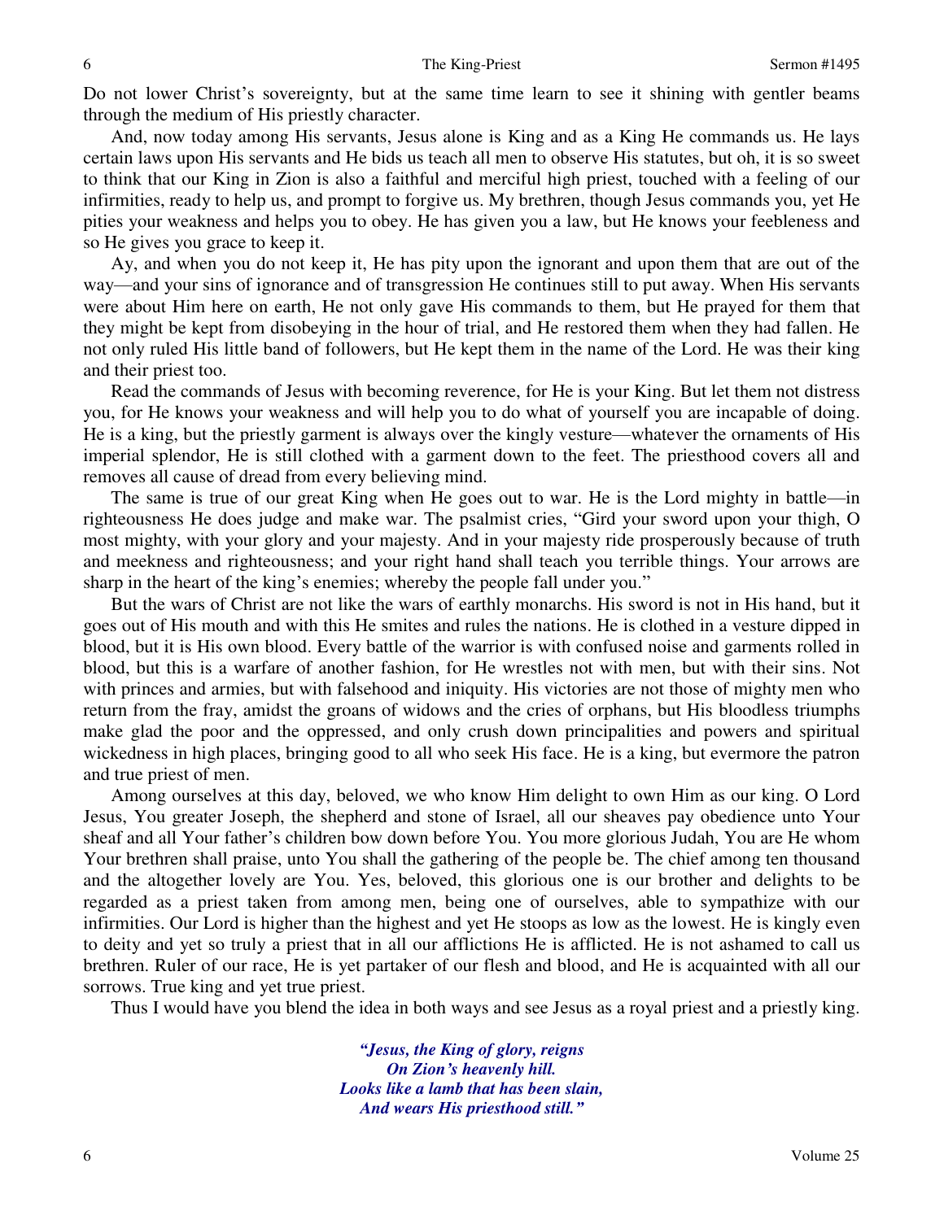Do not lower Christ's sovereignty, but at the same time learn to see it shining with gentler beams through the medium of His priestly character.

And, now today among His servants, Jesus alone is King and as a King He commands us. He lays certain laws upon His servants and He bids us teach all men to observe His statutes, but oh, it is so sweet to think that our King in Zion is also a faithful and merciful high priest, touched with a feeling of our infirmities, ready to help us, and prompt to forgive us. My brethren, though Jesus commands you, yet He pities your weakness and helps you to obey. He has given you a law, but He knows your feebleness and so He gives you grace to keep it.

Ay, and when you do not keep it, He has pity upon the ignorant and upon them that are out of the way—and your sins of ignorance and of transgression He continues still to put away. When His servants were about Him here on earth, He not only gave His commands to them, but He prayed for them that they might be kept from disobeying in the hour of trial, and He restored them when they had fallen. He not only ruled His little band of followers, but He kept them in the name of the Lord. He was their king and their priest too.

Read the commands of Jesus with becoming reverence, for He is your King. But let them not distress you, for He knows your weakness and will help you to do what of yourself you are incapable of doing. He is a king, but the priestly garment is always over the kingly vesture—whatever the ornaments of His imperial splendor, He is still clothed with a garment down to the feet. The priesthood covers all and removes all cause of dread from every believing mind.

The same is true of our great King when He goes out to war. He is the Lord mighty in battle—in righteousness He does judge and make war. The psalmist cries, "Gird your sword upon your thigh, O most mighty, with your glory and your majesty. And in your majesty ride prosperously because of truth and meekness and righteousness; and your right hand shall teach you terrible things. Your arrows are sharp in the heart of the king's enemies; whereby the people fall under you."

But the wars of Christ are not like the wars of earthly monarchs. His sword is not in His hand, but it goes out of His mouth and with this He smites and rules the nations. He is clothed in a vesture dipped in blood, but it is His own blood. Every battle of the warrior is with confused noise and garments rolled in blood, but this is a warfare of another fashion, for He wrestles not with men, but with their sins. Not with princes and armies, but with falsehood and iniquity. His victories are not those of mighty men who return from the fray, amidst the groans of widows and the cries of orphans, but His bloodless triumphs make glad the poor and the oppressed, and only crush down principalities and powers and spiritual wickedness in high places, bringing good to all who seek His face. He is a king, but evermore the patron and true priest of men.

Among ourselves at this day, beloved, we who know Him delight to own Him as our king. O Lord Jesus, You greater Joseph, the shepherd and stone of Israel, all our sheaves pay obedience unto Your sheaf and all Your father's children bow down before You. You more glorious Judah, You are He whom Your brethren shall praise, unto You shall the gathering of the people be. The chief among ten thousand and the altogether lovely are You. Yes, beloved, this glorious one is our brother and delights to be regarded as a priest taken from among men, being one of ourselves, able to sympathize with our infirmities. Our Lord is higher than the highest and yet He stoops as low as the lowest. He is kingly even to deity and yet so truly a priest that in all our afflictions He is afflicted. He is not ashamed to call us brethren. Ruler of our race, He is yet partaker of our flesh and blood, and He is acquainted with all our sorrows. True king and yet true priest.

Thus I would have you blend the idea in both ways and see Jesus as a royal priest and a priestly king.

> ***"Jesus, the King of glory, reigns***
> ***On Zion's heavenly hill.***
> ***Looks like a lamb that has been slain,***
> ***And wears His priesthood still."***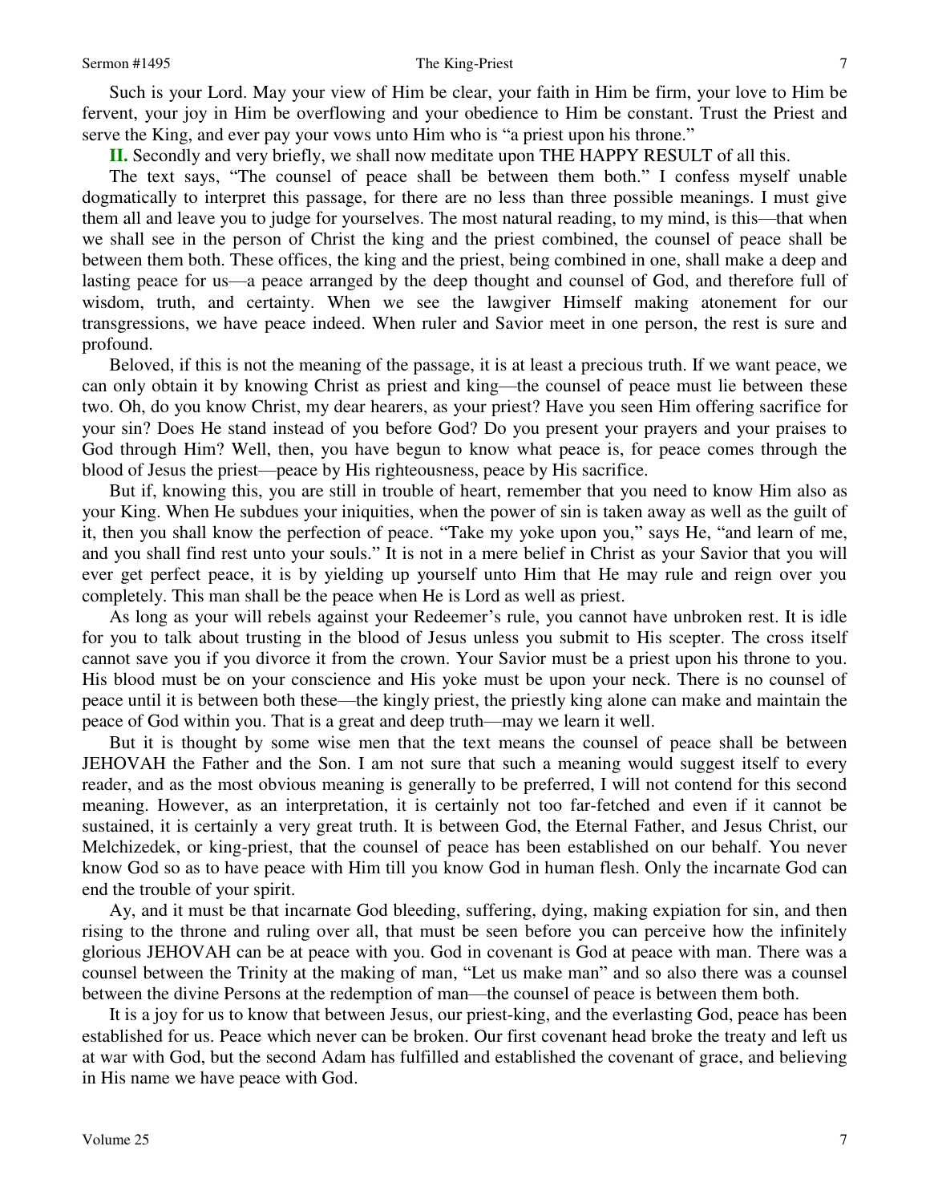Such is your Lord. May your view of Him be clear, your faith in Him be firm, your love to Him be fervent, your joy in Him be overflowing and your obedience to Him be constant. Trust the Priest and serve the King, and ever pay your vows unto Him who is "a priest upon his throne."

**II.** Secondly and very briefly, we shall now meditate upon THE HAPPY RESULT of all this.

The text says, "The counsel of peace shall be between them both." I confess myself unable dogmatically to interpret this passage, for there are no less than three possible meanings. I must give them all and leave you to judge for yourselves. The most natural reading, to my mind, is this—that when we shall see in the person of Christ the king and the priest combined, the counsel of peace shall be between them both. These offices, the king and the priest, being combined in one, shall make a deep and lasting peace for us—a peace arranged by the deep thought and counsel of God, and therefore full of wisdom, truth, and certainty. When we see the lawgiver Himself making atonement for our transgressions, we have peace indeed. When ruler and Savior meet in one person, the rest is sure and profound.

Beloved, if this is not the meaning of the passage, it is at least a precious truth. If we want peace, we can only obtain it by knowing Christ as priest and king—the counsel of peace must lie between these two. Oh, do you know Christ, my dear hearers, as your priest? Have you seen Him offering sacrifice for your sin? Does He stand instead of you before God? Do you present your prayers and your praises to God through Him? Well, then, you have begun to know what peace is, for peace comes through the blood of Jesus the priest—peace by His righteousness, peace by His sacrifice.

But if, knowing this, you are still in trouble of heart, remember that you need to know Him also as your King. When He subdues your iniquities, when the power of sin is taken away as well as the guilt of it, then you shall know the perfection of peace. "Take my yoke upon you," says He, "and learn of me, and you shall find rest unto your souls." It is not in a mere belief in Christ as your Savior that you will ever get perfect peace, it is by yielding up yourself unto Him that He may rule and reign over you completely. This man shall be the peace when He is Lord as well as priest.

As long as your will rebels against your Redeemer's rule, you cannot have unbroken rest. It is idle for you to talk about trusting in the blood of Jesus unless you submit to His scepter. The cross itself cannot save you if you divorce it from the crown. Your Savior must be a priest upon his throne to you. His blood must be on your conscience and His yoke must be upon your neck. There is no counsel of peace until it is between both these—the kingly priest, the priestly king alone can make and maintain the peace of God within you. That is a great and deep truth—may we learn it well.

But it is thought by some wise men that the text means the counsel of peace shall be between JEHOVAH the Father and the Son. I am not sure that such a meaning would suggest itself to every reader, and as the most obvious meaning is generally to be preferred, I will not contend for this second meaning. However, as an interpretation, it is certainly not too far-fetched and even if it cannot be sustained, it is certainly a very great truth. It is between God, the Eternal Father, and Jesus Christ, our Melchizedek, or king-priest, that the counsel of peace has been established on our behalf. You never know God so as to have peace with Him till you know God in human flesh. Only the incarnate God can end the trouble of your spirit.

Ay, and it must be that incarnate God bleeding, suffering, dying, making expiation for sin, and then rising to the throne and ruling over all, that must be seen before you can perceive how the infinitely glorious JEHOVAH can be at peace with you. God in covenant is God at peace with man. There was a counsel between the Trinity at the making of man, "Let us make man" and so also there was a counsel between the divine Persons at the redemption of man—the counsel of peace is between them both.

It is a joy for us to know that between Jesus, our priest-king, and the everlasting God, peace has been established for us. Peace which never can be broken. Our first covenant head broke the treaty and left us at war with God, but the second Adam has fulfilled and established the covenant of grace, and believing in His name we have peace with God.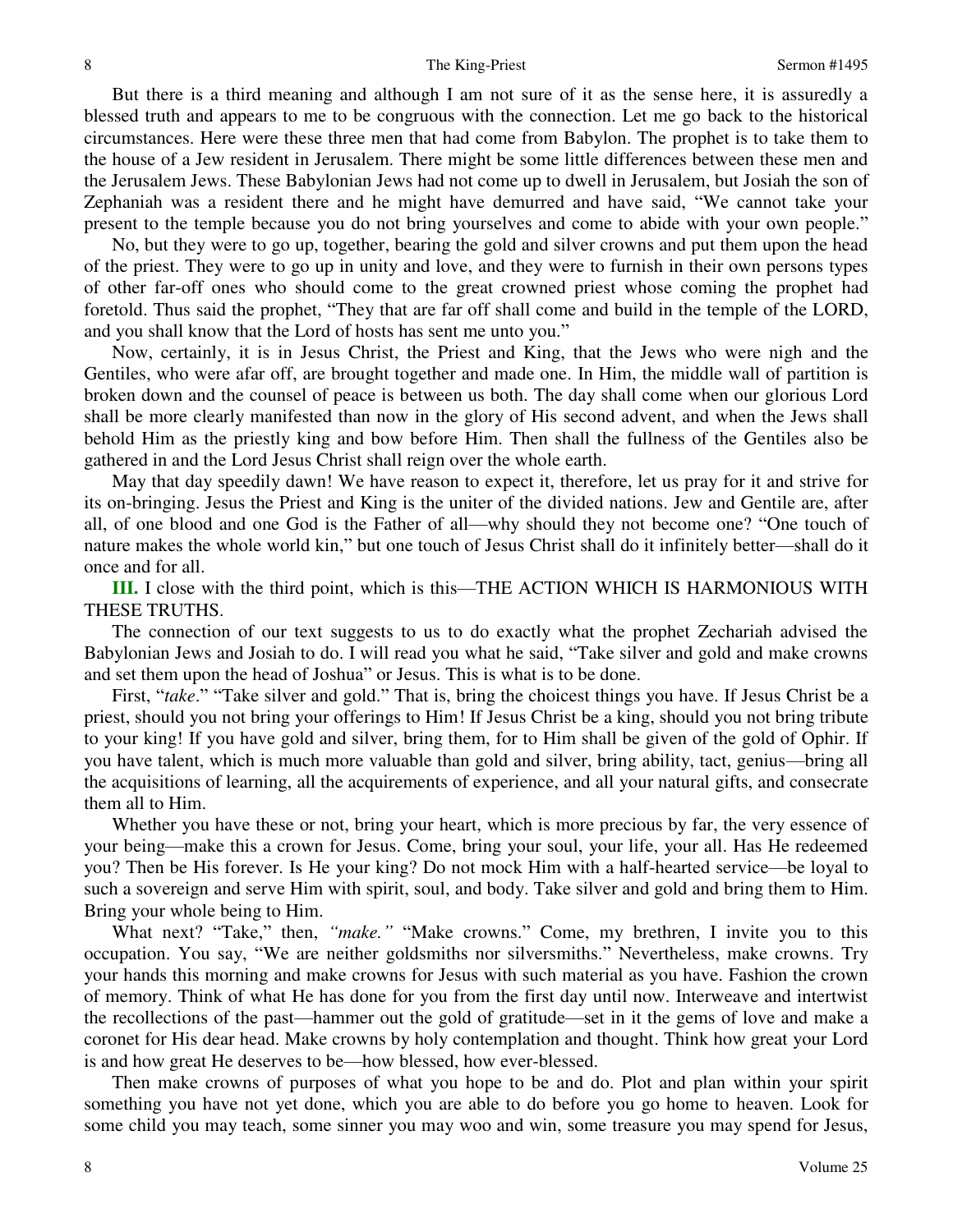But there is a third meaning and although I am not sure of it as the sense here, it is assuredly a blessed truth and appears to me to be congruous with the connection. Let me go back to the historical circumstances. Here were these three men that had come from Babylon. The prophet is to take them to the house of a Jew resident in Jerusalem. There might be some little differences between these men and the Jerusalem Jews. These Babylonian Jews had not come up to dwell in Jerusalem, but Josiah the son of Zephaniah was a resident there and he might have demurred and have said, "We cannot take your present to the temple because you do not bring yourselves and come to abide with your own people."

No, but they were to go up, together, bearing the gold and silver crowns and put them upon the head of the priest. They were to go up in unity and love, and they were to furnish in their own persons types of other far-off ones who should come to the great crowned priest whose coming the prophet had foretold. Thus said the prophet, "They that are far off shall come and build in the temple of the LORD, and you shall know that the Lord of hosts has sent me unto you."

Now, certainly, it is in Jesus Christ, the Priest and King, that the Jews who were nigh and the Gentiles, who were afar off, are brought together and made one. In Him, the middle wall of partition is broken down and the counsel of peace is between us both. The day shall come when our glorious Lord shall be more clearly manifested than now in the glory of His second advent, and when the Jews shall behold Him as the priestly king and bow before Him. Then shall the fullness of the Gentiles also be gathered in and the Lord Jesus Christ shall reign over the whole earth.

May that day speedily dawn! We have reason to expect it, therefore, let us pray for it and strive for its on-bringing. Jesus the Priest and King is the uniter of the divided nations. Jew and Gentile are, after all, of one blood and one God is the Father of all—why should they not become one? "One touch of nature makes the whole world kin," but one touch of Jesus Christ shall do it infinitely better—shall do it once and for all.

**III.** I close with the third point, which is this—THE ACTION WHICH IS HARMONIOUS WITH THESE TRUTHS.

The connection of our text suggests to us to do exactly what the prophet Zechariah advised the Babylonian Jews and Josiah to do. I will read you what he said, "Take silver and gold and make crowns and set them upon the head of Joshua" or Jesus. This is what is to be done.

First, "*take*." "Take silver and gold." That is, bring the choicest things you have. If Jesus Christ be a priest, should you not bring your offerings to Him! If Jesus Christ be a king, should you not bring tribute to your king! If you have gold and silver, bring them, for to Him shall be given of the gold of Ophir. If you have talent, which is much more valuable than gold and silver, bring ability, tact, genius—bring all the acquisitions of learning, all the acquirements of experience, and all your natural gifts, and consecrate them all to Him.

Whether you have these or not, bring your heart, which is more precious by far, the very essence of your being—make this a crown for Jesus. Come, bring your soul, your life, your all. Has He redeemed you? Then be His forever. Is He your king? Do not mock Him with a half-hearted service—be loyal to such a sovereign and serve Him with spirit, soul, and body. Take silver and gold and bring them to Him. Bring your whole being to Him.

What next? "Take," then, *"make."* "Make crowns." Come, my brethren, I invite you to this occupation. You say, "We are neither goldsmiths nor silversmiths." Nevertheless, make crowns. Try your hands this morning and make crowns for Jesus with such material as you have. Fashion the crown of memory. Think of what He has done for you from the first day until now. Interweave and intertwist the recollections of the past—hammer out the gold of gratitude—set in it the gems of love and make a coronet for His dear head. Make crowns by holy contemplation and thought. Think how great your Lord is and how great He deserves to be—how blessed, how ever-blessed.

Then make crowns of purposes of what you hope to be and do. Plot and plan within your spirit something you have not yet done, which you are able to do before you go home to heaven. Look for some child you may teach, some sinner you may woo and win, some treasure you may spend for Jesus,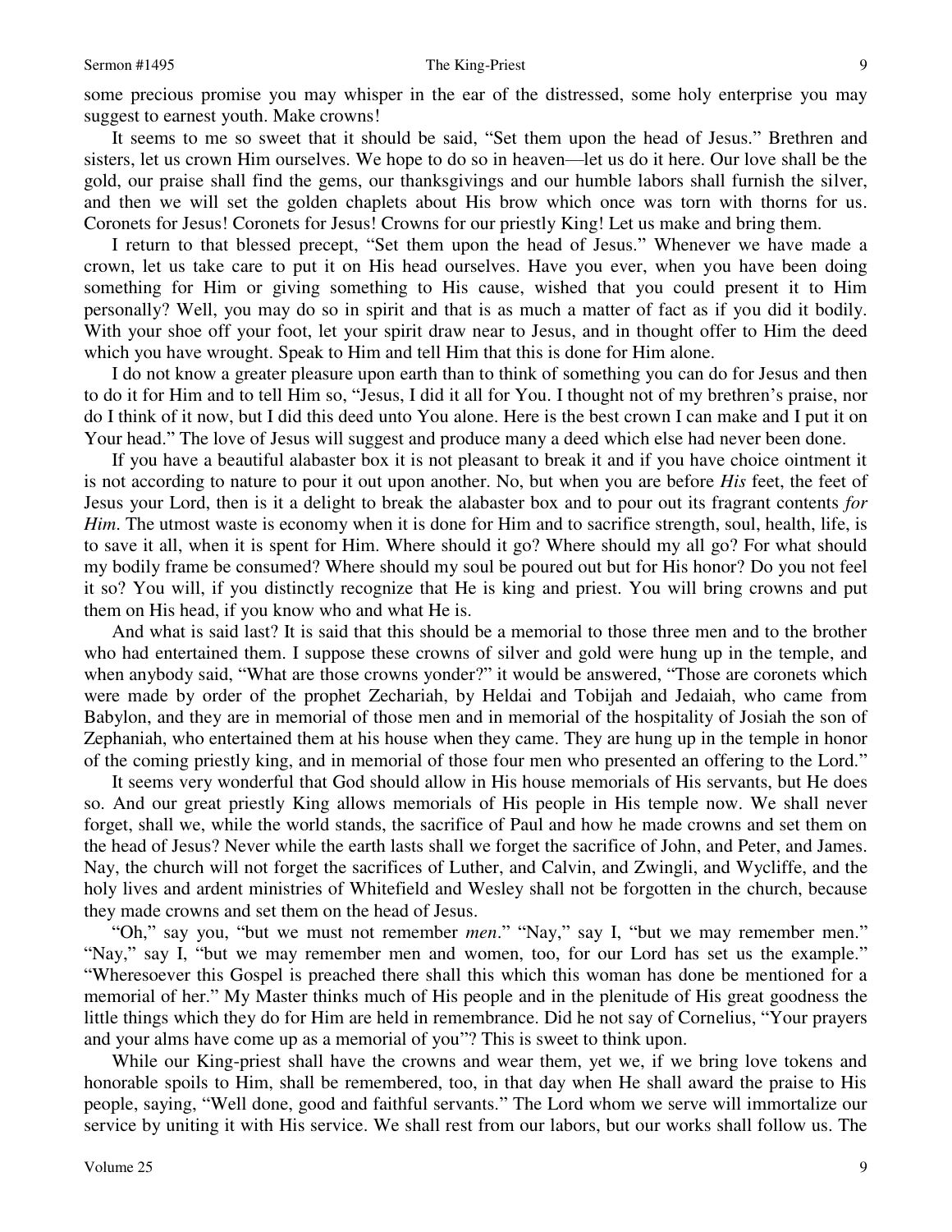some precious promise you may whisper in the ear of the distressed, some holy enterprise you may suggest to earnest youth. Make crowns!

It seems to me so sweet that it should be said, "Set them upon the head of Jesus." Brethren and sisters, let us crown Him ourselves. We hope to do so in heaven—let us do it here. Our love shall be the gold, our praise shall find the gems, our thanksgivings and our humble labors shall furnish the silver, and then we will set the golden chaplets about His brow which once was torn with thorns for us. Coronets for Jesus! Coronets for Jesus! Crowns for our priestly King! Let us make and bring them.

I return to that blessed precept, "Set them upon the head of Jesus." Whenever we have made a crown, let us take care to put it on His head ourselves. Have you ever, when you have been doing something for Him or giving something to His cause, wished that you could present it to Him personally? Well, you may do so in spirit and that is as much a matter of fact as if you did it bodily. With your shoe off your foot, let your spirit draw near to Jesus, and in thought offer to Him the deed which you have wrought. Speak to Him and tell Him that this is done for Him alone.

I do not know a greater pleasure upon earth than to think of something you can do for Jesus and then to do it for Him and to tell Him so, "Jesus, I did it all for You. I thought not of my brethren's praise, nor do I think of it now, but I did this deed unto You alone. Here is the best crown I can make and I put it on Your head." The love of Jesus will suggest and produce many a deed which else had never been done.

If you have a beautiful alabaster box it is not pleasant to break it and if you have choice ointment it is not according to nature to pour it out upon another. No, but when you are before *His* feet, the feet of Jesus your Lord, then is it a delight to break the alabaster box and to pour out its fragrant contents *for Him*. The utmost waste is economy when it is done for Him and to sacrifice strength, soul, health, life, is to save it all, when it is spent for Him. Where should it go? Where should my all go? For what should my bodily frame be consumed? Where should my soul be poured out but for His honor? Do you not feel it so? You will, if you distinctly recognize that He is king and priest. You will bring crowns and put them on His head, if you know who and what He is.

And what is said last? It is said that this should be a memorial to those three men and to the brother who had entertained them. I suppose these crowns of silver and gold were hung up in the temple, and when anybody said, "What are those crowns yonder?" it would be answered, "Those are coronets which were made by order of the prophet Zechariah, by Heldai and Tobijah and Jedaiah, who came from Babylon, and they are in memorial of those men and in memorial of the hospitality of Josiah the son of Zephaniah, who entertained them at his house when they came. They are hung up in the temple in honor of the coming priestly king, and in memorial of those four men who presented an offering to the Lord."

It seems very wonderful that God should allow in His house memorials of His servants, but He does so. And our great priestly King allows memorials of His people in His temple now. We shall never forget, shall we, while the world stands, the sacrifice of Paul and how he made crowns and set them on the head of Jesus? Never while the earth lasts shall we forget the sacrifice of John, and Peter, and James. Nay, the church will not forget the sacrifices of Luther, and Calvin, and Zwingli, and Wycliffe, and the holy lives and ardent ministries of Whitefield and Wesley shall not be forgotten in the church, because they made crowns and set them on the head of Jesus.

"Oh," say you, "but we must not remember *men*." "Nay," say I, "but we may remember men." "Nay," say I, "but we may remember men and women, too, for our Lord has set us the example." "Wheresoever this Gospel is preached there shall this which this woman has done be mentioned for a memorial of her." My Master thinks much of His people and in the plenitude of His great goodness the little things which they do for Him are held in remembrance. Did he not say of Cornelius, "Your prayers and your alms have come up as a memorial of you"? This is sweet to think upon.

While our King-priest shall have the crowns and wear them, yet we, if we bring love tokens and honorable spoils to Him, shall be remembered, too, in that day when He shall award the praise to His people, saying, "Well done, good and faithful servants." The Lord whom we serve will immortalize our service by uniting it with His service. We shall rest from our labors, but our works shall follow us. The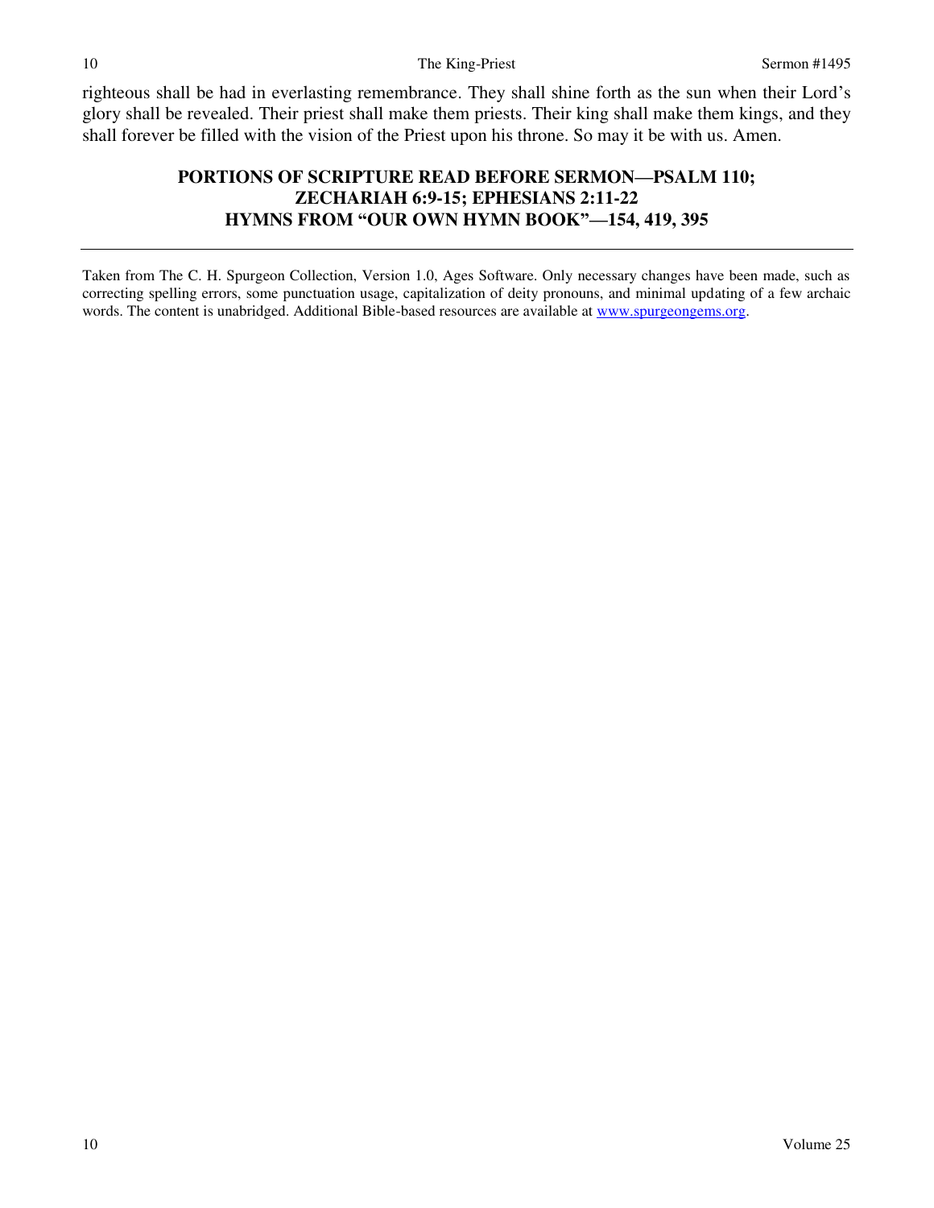righteous shall be had in everlasting remembrance. They shall shine forth as the sun when their Lord's glory shall be revealed. Their priest shall make them priests. Their king shall make them kings, and they shall forever be filled with the vision of the Priest upon his throne. So may it be with us. Amen.

**PORTIONS OF SCRIPTURE READ BEFORE SERMON—PSALM 110; ZECHARIAH 6:9-15; EPHESIANS 2:11-22**
**HYMNS FROM "OUR OWN HYMN BOOK"—154, 419, 395**

---

Taken from The C. H. Spurgeon Collection, Version 1.0, Ages Software. Only necessary changes have been made, such as correcting spelling errors, some punctuation usage, capitalization of deity pronouns, and minimal updating of a few archaic words. The content is unabridged. Additional Bible-based resources are available at www.spurgeongems.org.